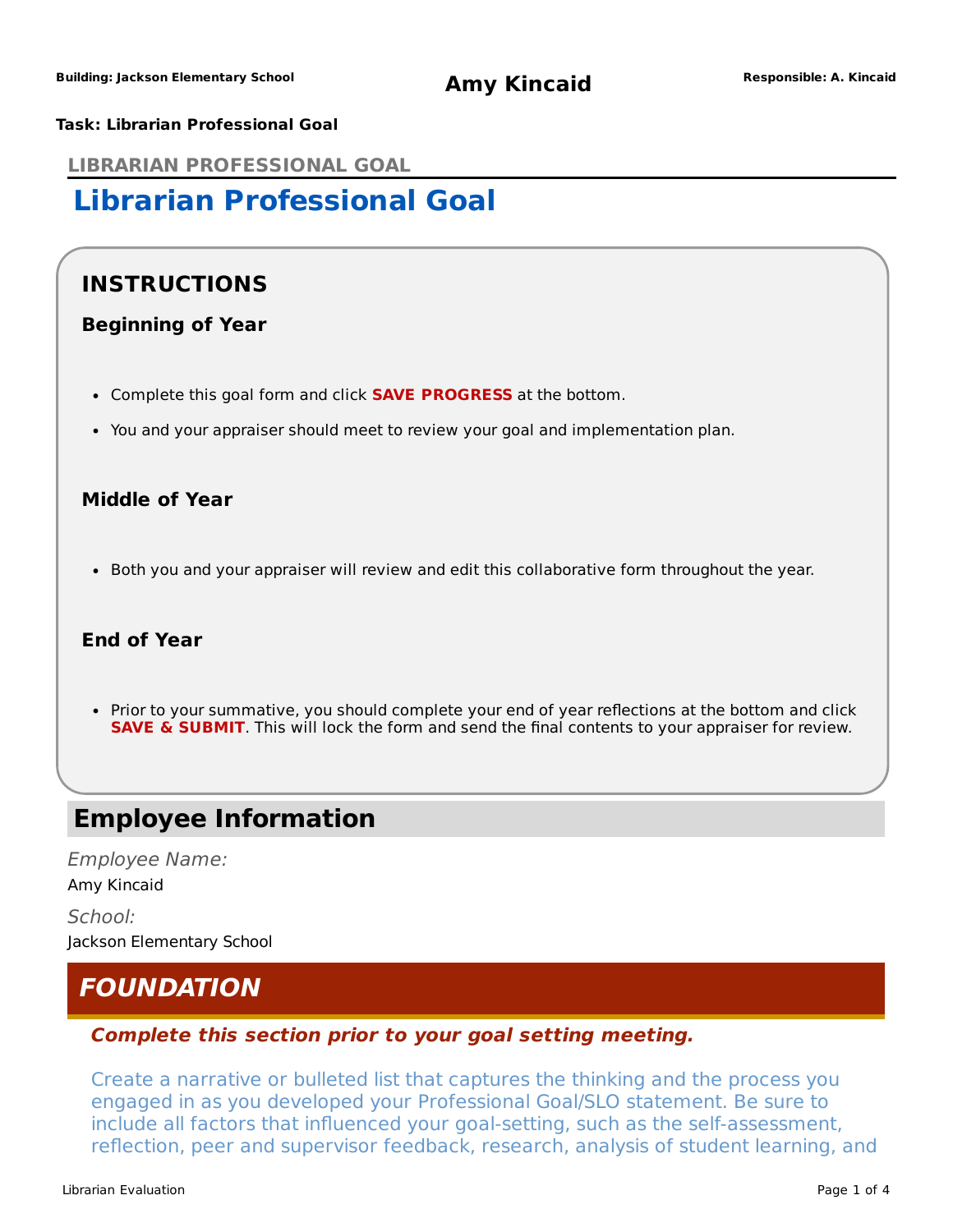**Building: Jackson Elementary School** | **Amy Kincaid** | **Responsible: A. Kincaid**

**Task: Librarian Professional Goal**

LIBRARIAN PROFESSIONAL GOAL

# Librarian Professional Goal

## INSTRUCTIONS

### Beginning of Year

- Complete this goal form and click **SAVE PROGRESS** at the bottom.
- You and your appraiser should meet to review your goal and implementation plan.

### Middle of Year

- Both you and your appraiser will review and edit this collaborative form throughout the year.

### End of Year

- Prior to your summative, you should complete your end of year reflections at the bottom and click **SAVE & SUBMIT**. This will lock the form and send the final contents to your appraiser for review.

## Employee Information

*Employee Name:*
Amy Kincaid

*School:*
Jackson Elementary School

## *FOUNDATION*

***Complete this section prior to your goal setting meeting.***

Create a narrative or bulleted list that captures the thinking and the process you engaged in as you developed your Professional Goal/SLO statement. Be sure to include all factors that influenced your goal-setting, such as the self-assessment, reflection, peer and supervisor feedback, research, analysis of student learning, and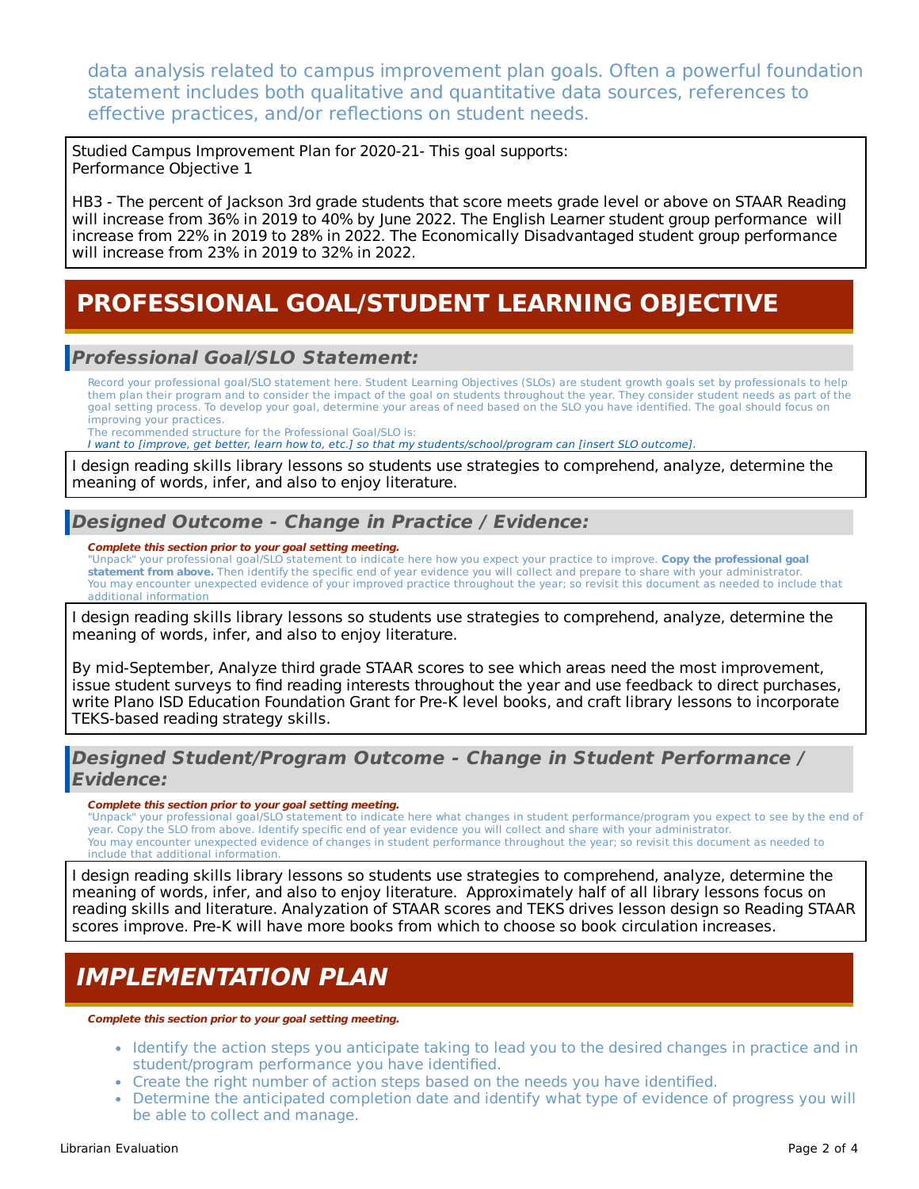data analysis related to campus improvement plan goals. Often a powerful foundation statement includes both qualitative and quantitative data sources, references to effective practices, and/or reflections on student needs.

Studied Campus Improvement Plan for 2020-21- This goal supports:
Performance Objective 1

HB3 - The percent of Jackson 3rd grade students that score meets grade level or above on STAAR Reading will increase from 36% in 2019 to 40% by June 2022. The English Learner student group performance will increase from 22% in 2019 to 28% in 2022. The Economically Disadvantaged student group performance will increase from 23% in 2019 to 32% in 2022.

# PROFESSIONAL GOAL/STUDENT LEARNING OBJECTIVE

## *Professional Goal/SLO Statement:*

Record your professional goal/SLO statement here. Student Learning Objectives (SLOs) are student growth goals set by professionals to help them plan their program and to consider the impact of the goal on students throughout the year. They consider student needs as part of the goal setting process. To develop your goal, determine your areas of need based on the SLO you have identified. The goal should focus on improving your practices.
The recommended structure for the Professional Goal/SLO is:
*I want to [improve, get better, learn how to, etc.] so that my students/school/program can [insert SLO outcome].*

I design reading skills library lessons so students use strategies to comprehend, analyze, determine the meaning of words, infer, and also to enjoy literature.

## *Designed Outcome - Change in Practice / Evidence:*

***Complete this section prior to your goal setting meeting.***
"Unpack" your professional goal/SLO statement to indicate here how you expect your practice to improve. **Copy the professional goal statement from above.** Then identify the specific end of year evidence you will collect and prepare to share with your administrator.
You may encounter unexpected evidence of your improved practice throughout the year; so revisit this document as needed to include that additional information

I design reading skills library lessons so students use strategies to comprehend, analyze, determine the meaning of words, infer, and also to enjoy literature.

By mid-September, Analyze third grade STAAR scores to see which areas need the most improvement, issue student surveys to find reading interests throughout the year and use feedback to direct purchases, write Plano ISD Education Foundation Grant for Pre-K level books, and craft library lessons to incorporate TEKS-based reading strategy skills.

## *Designed Student/Program Outcome - Change in Student Performance / Evidence:*

***Complete this section prior to your goal setting meeting.***
"Unpack" your professional goal/SLO statement to indicate here what changes in student performance/program you expect to see by the end of year. Copy the SLO from above. Identify specific end of year evidence you will collect and share with your administrator.
You may encounter unexpected evidence of changes in student performance throughout the year; so revisit this document as needed to include that additional information.

I design reading skills library lessons so students use strategies to comprehend, analyze, determine the meaning of words, infer, and also to enjoy literature. Approximately half of all library lessons focus on reading skills and literature. Analyzation of STAAR scores and TEKS drives lesson design so Reading STAAR scores improve. Pre-K will have more books from which to choose so book circulation increases.

# *IMPLEMENTATION PLAN*

***Complete this section prior to your goal setting meeting.***

- Identify the action steps you anticipate taking to lead you to the desired changes in practice and in student/program performance you have identified.
- Create the right number of action steps based on the needs you have identified.
- Determine the anticipated completion date and identify what type of evidence of progress you will be able to collect and manage.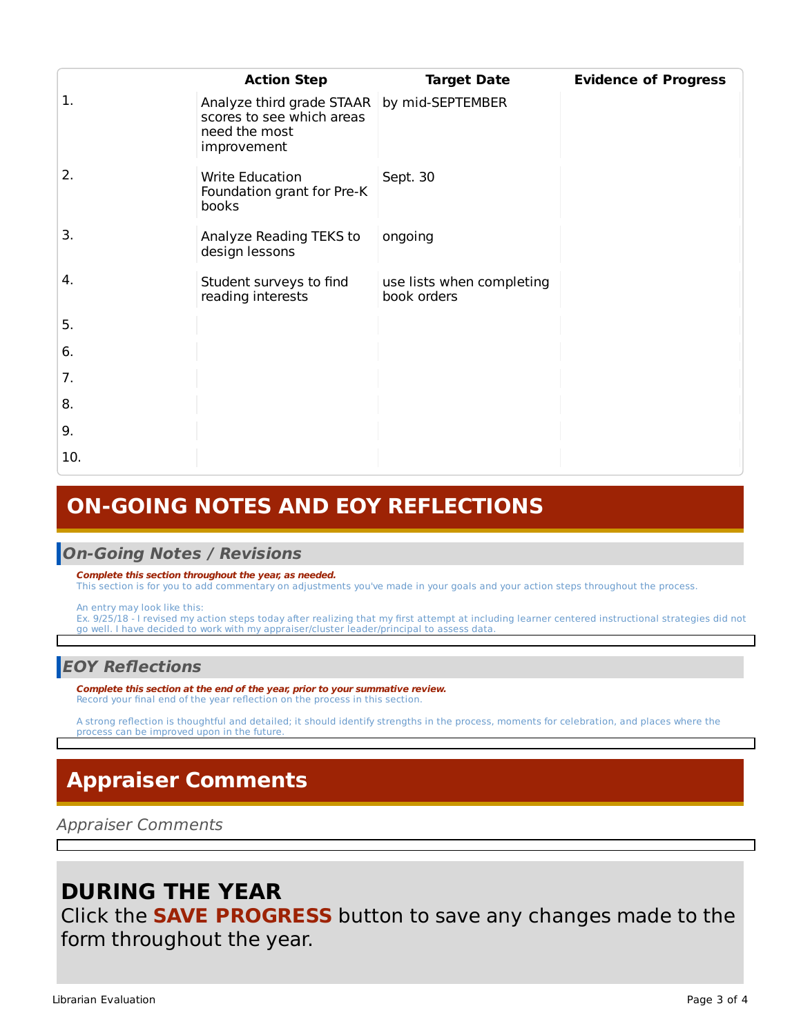| | Action Step | Target Date | Evidence of Progress |
|---|---|---|---|
| 1. | Analyze third grade STAAR scores to see which areas need the most improvement | by mid-SEPTEMBER | |
| 2. | Write Education Foundation grant for Pre-K books | Sept. 30 | |
| 3. | Analyze Reading TEKS to design lessons | ongoing | |
| 4. | Student surveys to find reading interests | use lists when completing book orders | |
| 5. | | | |
| 6. | | | |
| 7. | | | |
| 8. | | | |
| 9. | | | |
| 10. | | | |

# ON-GOING NOTES AND EOY REFLECTIONS

## On-Going Notes / Revisions

***Complete this section throughout the year, as needed.***
This section is for you to add commentary on adjustments you've made in your goals and your action steps throughout the process.

An entry may look like this:
Ex. 9/25/18 - I revised my action steps today after realizing that my first attempt at including learner centered instructional strategies did not go well. I have decided to work with my appraiser/cluster leader/principal to assess data.

## EOY Reflections

***Complete this section at the end of the year, prior to your summative review.***
Record your final end of the year reflection on the process in this section.

A strong reflection is thoughtful and detailed; it should identify strengths in the process, moments for celebration, and places where the process can be improved upon in the future.

# Appraiser Comments

*Appraiser Comments*

## DURING THE YEAR

Click the **SAVE PROGRESS** button to save any changes made to the form throughout the year.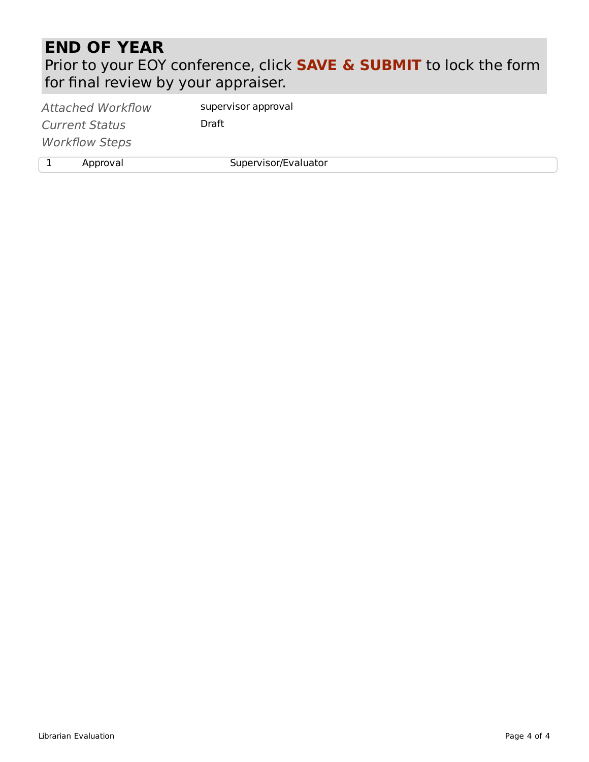## END OF YEAR

Prior to your EOY conference, click **SAVE & SUBMIT** to lock the form for final review by your appraiser.

*Attached Workflow* supervisor approval

*Current Status* Draft

*Workflow Steps*

| | | |
|---|---|---|
| 1 | Approval | Supervisor/Evaluator |